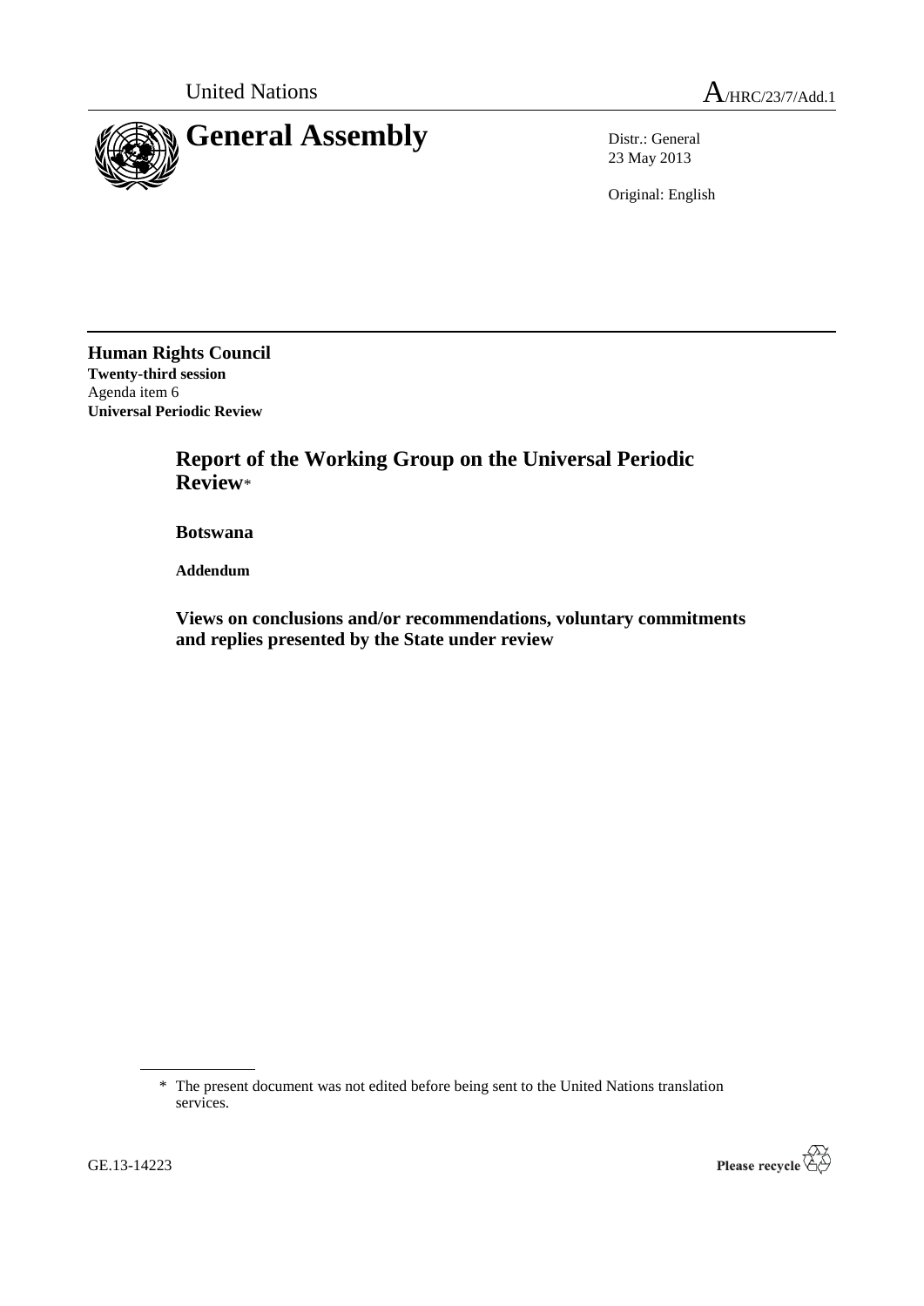United Nations A/HRC/23/7/Add.1

# General Assembly

Distr.: General
23 May 2013

Original: English

**Human Rights Council**
**Twenty-third session**
Agenda item 6
**Universal Periodic Review**

## Report of the Working Group on the Universal Periodic Review*

### Botswana

**Addendum**

### Views on conclusions and/or recommendations, voluntary commitments and replies presented by the State under review

---

\* The present document was not edited before being sent to the United Nations translation services.

GE.13-14223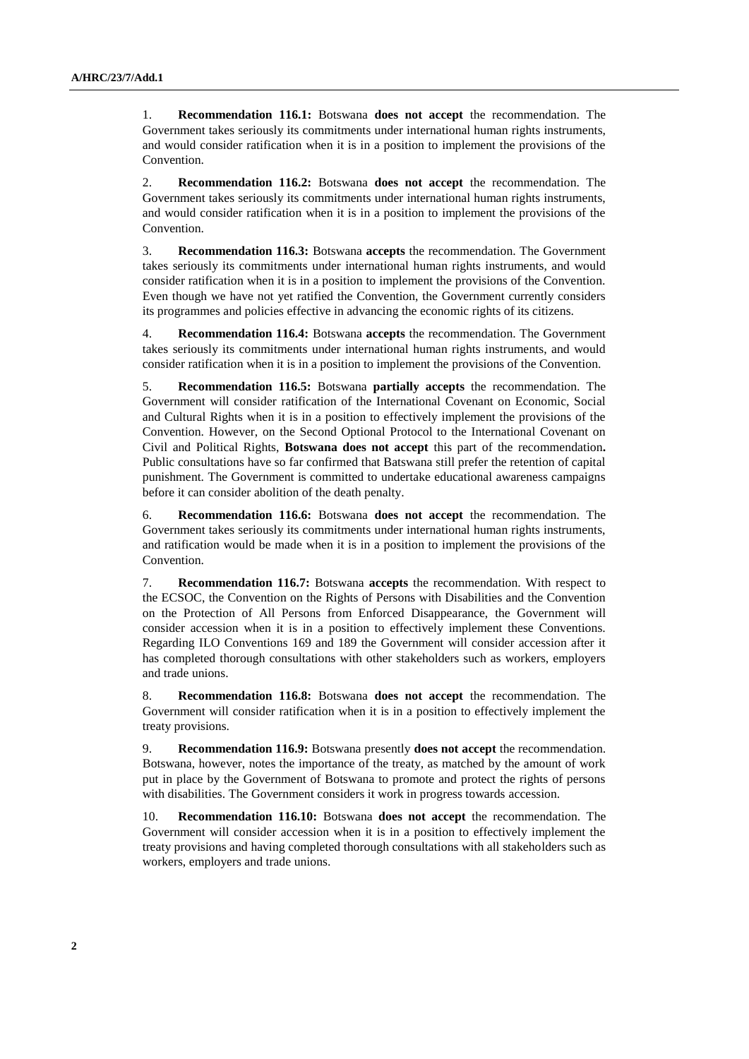1. **Recommendation 116.1:** Botswana **does not accept** the recommendation. The Government takes seriously its commitments under international human rights instruments, and would consider ratification when it is in a position to implement the provisions of the Convention.

2. **Recommendation 116.2:** Botswana **does not accept** the recommendation. The Government takes seriously its commitments under international human rights instruments, and would consider ratification when it is in a position to implement the provisions of the Convention.

3. **Recommendation 116.3:** Botswana **accepts** the recommendation. The Government takes seriously its commitments under international human rights instruments, and would consider ratification when it is in a position to implement the provisions of the Convention. Even though we have not yet ratified the Convention, the Government currently considers its programmes and policies effective in advancing the economic rights of its citizens.

4. **Recommendation 116.4:** Botswana **accepts** the recommendation. The Government takes seriously its commitments under international human rights instruments, and would consider ratification when it is in a position to implement the provisions of the Convention.

5. **Recommendation 116.5:** Botswana **partially accepts** the recommendation. The Government will consider ratification of the International Covenant on Economic, Social and Cultural Rights when it is in a position to effectively implement the provisions of the Convention. However, on the Second Optional Protocol to the International Covenant on Civil and Political Rights, **Botswana does not accept** this part of the recommendation**.** Public consultations have so far confirmed that Batswana still prefer the retention of capital punishment. The Government is committed to undertake educational awareness campaigns before it can consider abolition of the death penalty.

6. **Recommendation 116.6:** Botswana **does not accept** the recommendation. The Government takes seriously its commitments under international human rights instruments, and ratification would be made when it is in a position to implement the provisions of the Convention.

7. **Recommendation 116.7:** Botswana **accepts** the recommendation. With respect to the ECSOC, the Convention on the Rights of Persons with Disabilities and the Convention on the Protection of All Persons from Enforced Disappearance, the Government will consider accession when it is in a position to effectively implement these Conventions. Regarding ILO Conventions 169 and 189 the Government will consider accession after it has completed thorough consultations with other stakeholders such as workers, employers and trade unions.

8. **Recommendation 116.8:** Botswana **does not accept** the recommendation. The Government will consider ratification when it is in a position to effectively implement the treaty provisions.

9. **Recommendation 116.9:** Botswana presently **does not accept** the recommendation. Botswana, however, notes the importance of the treaty, as matched by the amount of work put in place by the Government of Botswana to promote and protect the rights of persons with disabilities. The Government considers it work in progress towards accession.

10. **Recommendation 116.10:** Botswana **does not accept** the recommendation. The Government will consider accession when it is in a position to effectively implement the treaty provisions and having completed thorough consultations with all stakeholders such as workers, employers and trade unions.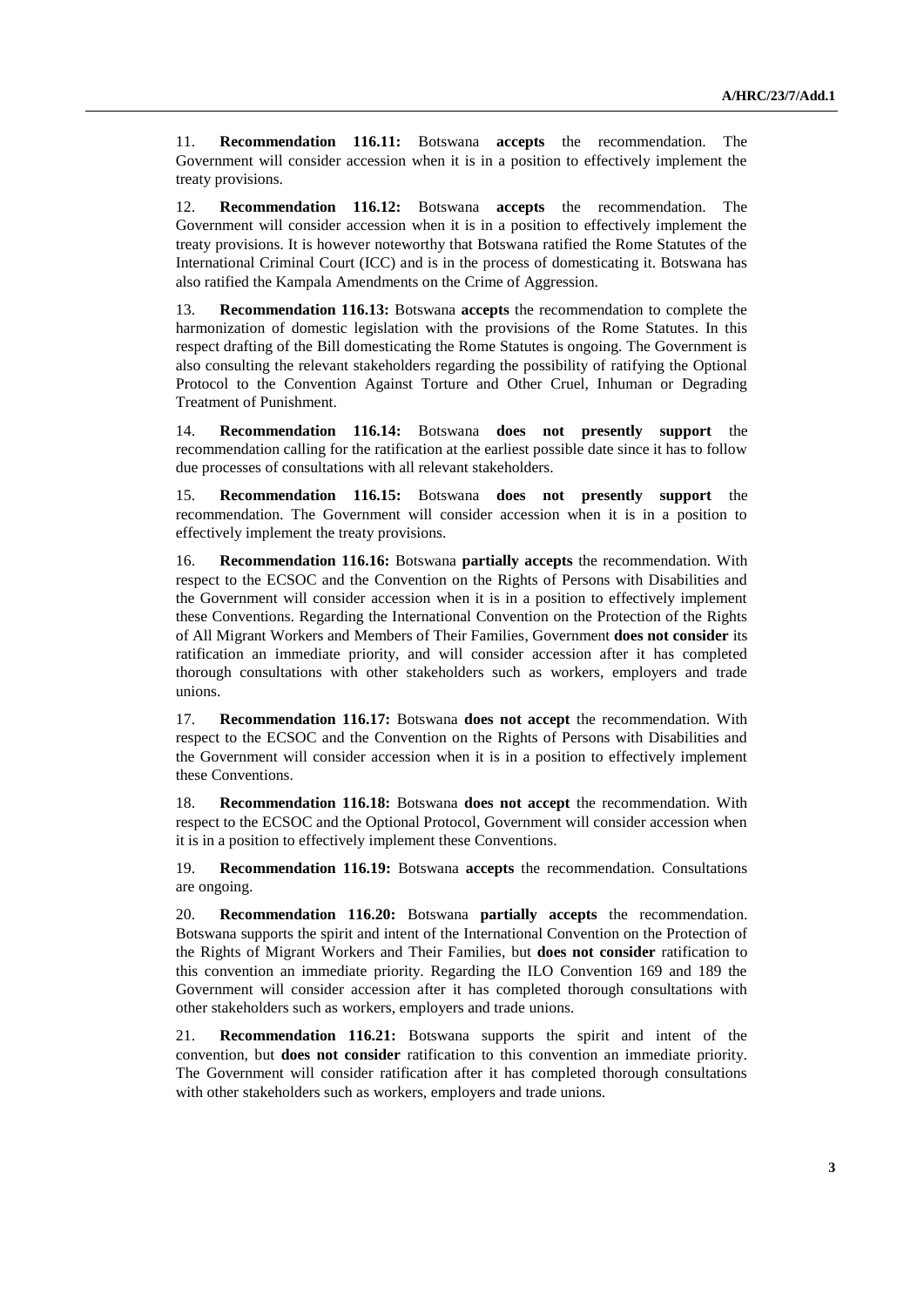11. **Recommendation 116.11:** Botswana **accepts** the recommendation. The Government will consider accession when it is in a position to effectively implement the treaty provisions.

12. **Recommendation 116.12:** Botswana **accepts** the recommendation. The Government will consider accession when it is in a position to effectively implement the treaty provisions. It is however noteworthy that Botswana ratified the Rome Statutes of the International Criminal Court (ICC) and is in the process of domesticating it. Botswana has also ratified the Kampala Amendments on the Crime of Aggression.

13. **Recommendation 116.13:** Botswana **accepts** the recommendation to complete the harmonization of domestic legislation with the provisions of the Rome Statutes. In this respect drafting of the Bill domesticating the Rome Statutes is ongoing. The Government is also consulting the relevant stakeholders regarding the possibility of ratifying the Optional Protocol to the Convention Against Torture and Other Cruel, Inhuman or Degrading Treatment of Punishment.

14. **Recommendation 116.14:** Botswana **does not presently support** the recommendation calling for the ratification at the earliest possible date since it has to follow due processes of consultations with all relevant stakeholders.

15. **Recommendation 116.15:** Botswana **does not presently support** the recommendation. The Government will consider accession when it is in a position to effectively implement the treaty provisions.

16. **Recommendation 116.16:** Botswana **partially accepts** the recommendation. With respect to the ECSOC and the Convention on the Rights of Persons with Disabilities and the Government will consider accession when it is in a position to effectively implement these Conventions. Regarding the International Convention on the Protection of the Rights of All Migrant Workers and Members of Their Families, Government **does not consider** its ratification an immediate priority, and will consider accession after it has completed thorough consultations with other stakeholders such as workers, employers and trade unions.

17. **Recommendation 116.17:** Botswana **does not accept** the recommendation. With respect to the ECSOC and the Convention on the Rights of Persons with Disabilities and the Government will consider accession when it is in a position to effectively implement these Conventions.

18. **Recommendation 116.18:** Botswana **does not accept** the recommendation. With respect to the ECSOC and the Optional Protocol, Government will consider accession when it is in a position to effectively implement these Conventions.

19. **Recommendation 116.19:** Botswana **accepts** the recommendation. Consultations are ongoing.

20. **Recommendation 116.20:** Botswana **partially accepts** the recommendation. Botswana supports the spirit and intent of the International Convention on the Protection of the Rights of Migrant Workers and Their Families, but **does not consider** ratification to this convention an immediate priority. Regarding the ILO Convention 169 and 189 the Government will consider accession after it has completed thorough consultations with other stakeholders such as workers, employers and trade unions.

21. **Recommendation 116.21:** Botswana supports the spirit and intent of the convention, but **does not consider** ratification to this convention an immediate priority. The Government will consider ratification after it has completed thorough consultations with other stakeholders such as workers, employers and trade unions.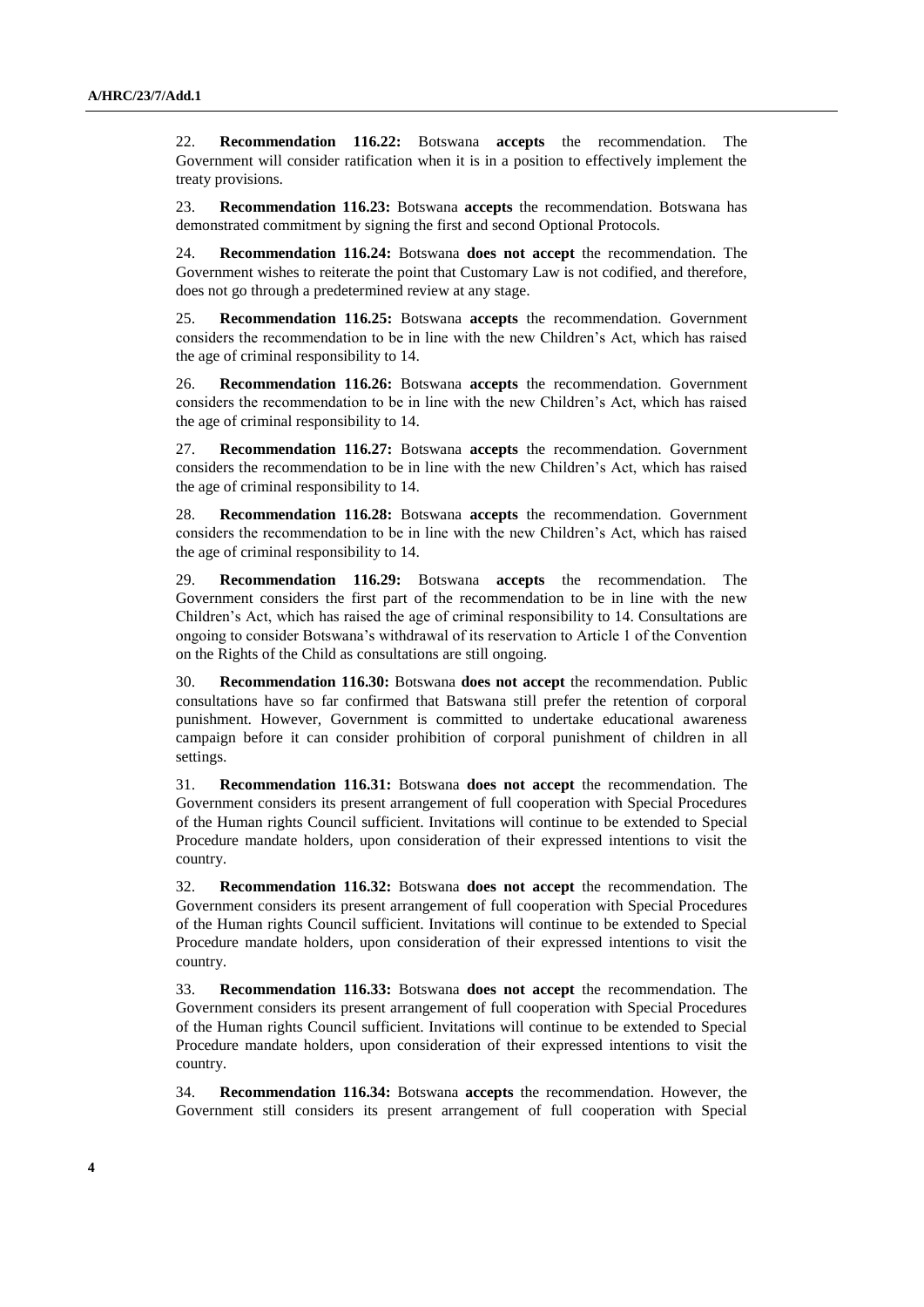22. **Recommendation 116.22:** Botswana **accepts** the recommendation. The Government will consider ratification when it is in a position to effectively implement the treaty provisions.

23. **Recommendation 116.23:** Botswana **accepts** the recommendation. Botswana has demonstrated commitment by signing the first and second Optional Protocols.

24. **Recommendation 116.24:** Botswana **does not accept** the recommendation. The Government wishes to reiterate the point that Customary Law is not codified, and therefore, does not go through a predetermined review at any stage.

25. **Recommendation 116.25:** Botswana **accepts** the recommendation. Government considers the recommendation to be in line with the new Children's Act, which has raised the age of criminal responsibility to 14.

26. **Recommendation 116.26:** Botswana **accepts** the recommendation. Government considers the recommendation to be in line with the new Children's Act, which has raised the age of criminal responsibility to 14.

27. **Recommendation 116.27:** Botswana **accepts** the recommendation. Government considers the recommendation to be in line with the new Children's Act, which has raised the age of criminal responsibility to 14.

28. **Recommendation 116.28:** Botswana **accepts** the recommendation. Government considers the recommendation to be in line with the new Children's Act, which has raised the age of criminal responsibility to 14.

29. **Recommendation 116.29:** Botswana **accepts** the recommendation. The Government considers the first part of the recommendation to be in line with the new Children's Act, which has raised the age of criminal responsibility to 14. Consultations are ongoing to consider Botswana's withdrawal of its reservation to Article 1 of the Convention on the Rights of the Child as consultations are still ongoing.

30. **Recommendation 116.30:** Botswana **does not accept** the recommendation. Public consultations have so far confirmed that Batswana still prefer the retention of corporal punishment. However, Government is committed to undertake educational awareness campaign before it can consider prohibition of corporal punishment of children in all settings.

31. **Recommendation 116.31:** Botswana **does not accept** the recommendation. The Government considers its present arrangement of full cooperation with Special Procedures of the Human rights Council sufficient. Invitations will continue to be extended to Special Procedure mandate holders, upon consideration of their expressed intentions to visit the country.

32. **Recommendation 116.32:** Botswana **does not accept** the recommendation. The Government considers its present arrangement of full cooperation with Special Procedures of the Human rights Council sufficient. Invitations will continue to be extended to Special Procedure mandate holders, upon consideration of their expressed intentions to visit the country.

33. **Recommendation 116.33:** Botswana **does not accept** the recommendation. The Government considers its present arrangement of full cooperation with Special Procedures of the Human rights Council sufficient. Invitations will continue to be extended to Special Procedure mandate holders, upon consideration of their expressed intentions to visit the country.

34. **Recommendation 116.34:** Botswana **accepts** the recommendation. However, the Government still considers its present arrangement of full cooperation with Special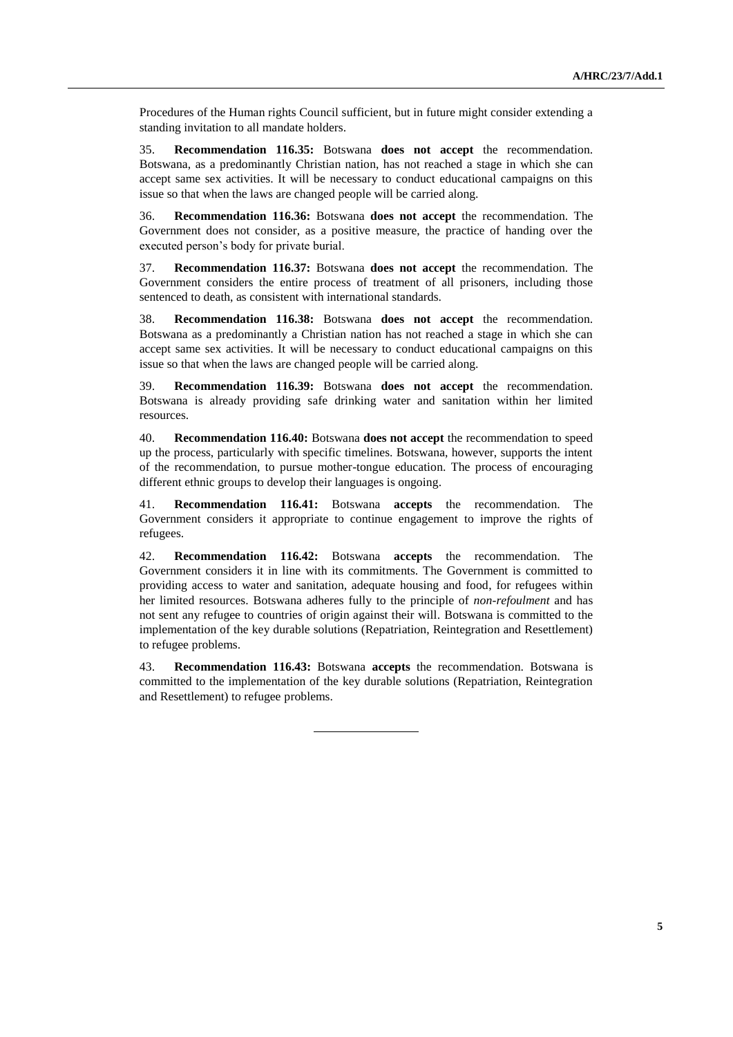Procedures of the Human rights Council sufficient, but in future might consider extending a standing invitation to all mandate holders.

35. **Recommendation 116.35:** Botswana **does not accept** the recommendation. Botswana, as a predominantly Christian nation, has not reached a stage in which she can accept same sex activities. It will be necessary to conduct educational campaigns on this issue so that when the laws are changed people will be carried along.

36. **Recommendation 116.36:** Botswana **does not accept** the recommendation. The Government does not consider, as a positive measure, the practice of handing over the executed person's body for private burial.

37. **Recommendation 116.37:** Botswana **does not accept** the recommendation. The Government considers the entire process of treatment of all prisoners, including those sentenced to death, as consistent with international standards.

38. **Recommendation 116.38:** Botswana **does not accept** the recommendation. Botswana as a predominantly a Christian nation has not reached a stage in which she can accept same sex activities. It will be necessary to conduct educational campaigns on this issue so that when the laws are changed people will be carried along.

39. **Recommendation 116.39:** Botswana **does not accept** the recommendation. Botswana is already providing safe drinking water and sanitation within her limited resources.

40. **Recommendation 116.40:** Botswana **does not accept** the recommendation to speed up the process, particularly with specific timelines. Botswana, however, supports the intent of the recommendation, to pursue mother-tongue education. The process of encouraging different ethnic groups to develop their languages is ongoing.

41. **Recommendation 116.41:** Botswana **accepts** the recommendation. The Government considers it appropriate to continue engagement to improve the rights of refugees.

42. **Recommendation 116.42:** Botswana **accepts** the recommendation. The Government considers it in line with its commitments. The Government is committed to providing access to water and sanitation, adequate housing and food, for refugees within her limited resources. Botswana adheres fully to the principle of *non-refoulment* and has not sent any refugee to countries of origin against their will. Botswana is committed to the implementation of the key durable solutions (Repatriation, Reintegration and Resettlement) to refugee problems.

43. **Recommendation 116.43:** Botswana **accepts** the recommendation. Botswana is committed to the implementation of the key durable solutions (Repatriation, Reintegration and Resettlement) to refugee problems.